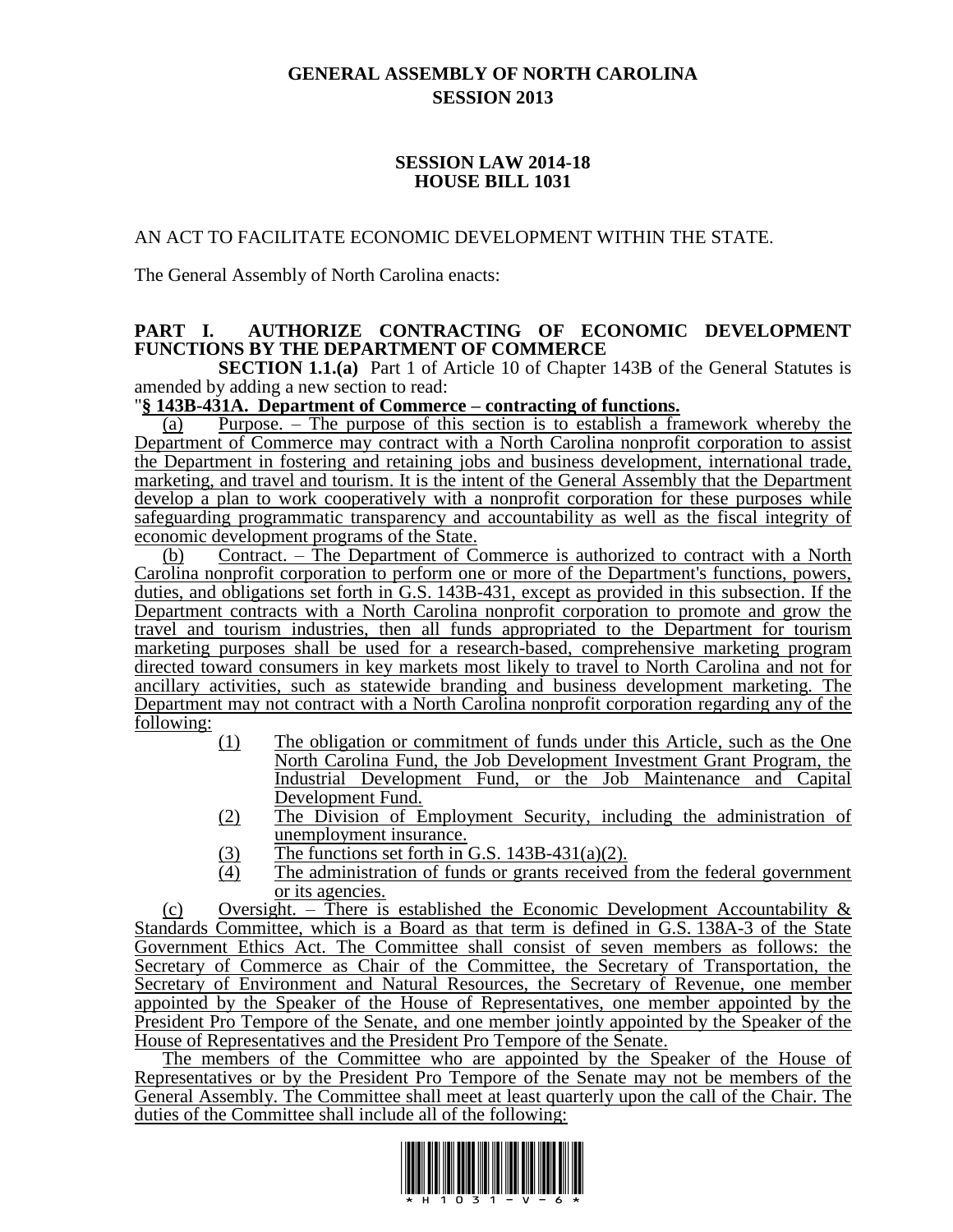# GENERAL ASSEMBLY OF NORTH CAROLINA
## SESSION 2013

### SESSION LAW 2014-18
### HOUSE BILL 1031

AN ACT TO FACILITATE ECONOMIC DEVELOPMENT WITHIN THE STATE.

The General Assembly of North Carolina enacts:

**PART I. AUTHORIZE CONTRACTING OF ECONOMIC DEVELOPMENT FUNCTIONS BY THE DEPARTMENT OF COMMERCE**

**SECTION 1.1.(a)** Part 1 of Article 10 of Chapter 143B of the General Statutes is amended by adding a new section to read:

"**§ 143B-431A. Department of Commerce – contracting of functions.**

(a) Purpose. – The purpose of this section is to establish a framework whereby the Department of Commerce may contract with a North Carolina nonprofit corporation to assist the Department in fostering and retaining jobs and business development, international trade, marketing, and travel and tourism. It is the intent of the General Assembly that the Department develop a plan to work cooperatively with a nonprofit corporation for these purposes while safeguarding programmatic transparency and accountability as well as the fiscal integrity of economic development programs of the State.

(b) Contract. – The Department of Commerce is authorized to contract with a North Carolina nonprofit corporation to perform one or more of the Department's functions, powers, duties, and obligations set forth in G.S. 143B-431, except as provided in this subsection. If the Department contracts with a North Carolina nonprofit corporation to promote and grow the travel and tourism industries, then all funds appropriated to the Department for tourism marketing purposes shall be used for a research-based, comprehensive marketing program directed toward consumers in key markets most likely to travel to North Carolina and not for ancillary activities, such as statewide branding and business development marketing. The Department may not contract with a North Carolina nonprofit corporation regarding any of the following:

(1) The obligation or commitment of funds under this Article, such as the One North Carolina Fund, the Job Development Investment Grant Program, the Industrial Development Fund, or the Job Maintenance and Capital Development Fund.

(2) The Division of Employment Security, including the administration of unemployment insurance.

(3) The functions set forth in G.S. 143B-431(a)(2).

(4) The administration of funds or grants received from the federal government or its agencies.

(c) Oversight. – There is established the Economic Development Accountability & Standards Committee, which is a Board as that term is defined in G.S. 138A-3 of the State Government Ethics Act. The Committee shall consist of seven members as follows: the Secretary of Commerce as Chair of the Committee, the Secretary of Transportation, the Secretary of Environment and Natural Resources, the Secretary of Revenue, one member appointed by the Speaker of the House of Representatives, one member appointed by the President Pro Tempore of the Senate, and one member jointly appointed by the Speaker of the House of Representatives and the President Pro Tempore of the Senate.

The members of the Committee who are appointed by the Speaker of the House of Representatives or by the President Pro Tempore of the Senate may not be members of the General Assembly. The Committee shall meet at least quarterly upon the call of the Chair. The duties of the Committee shall include all of the following: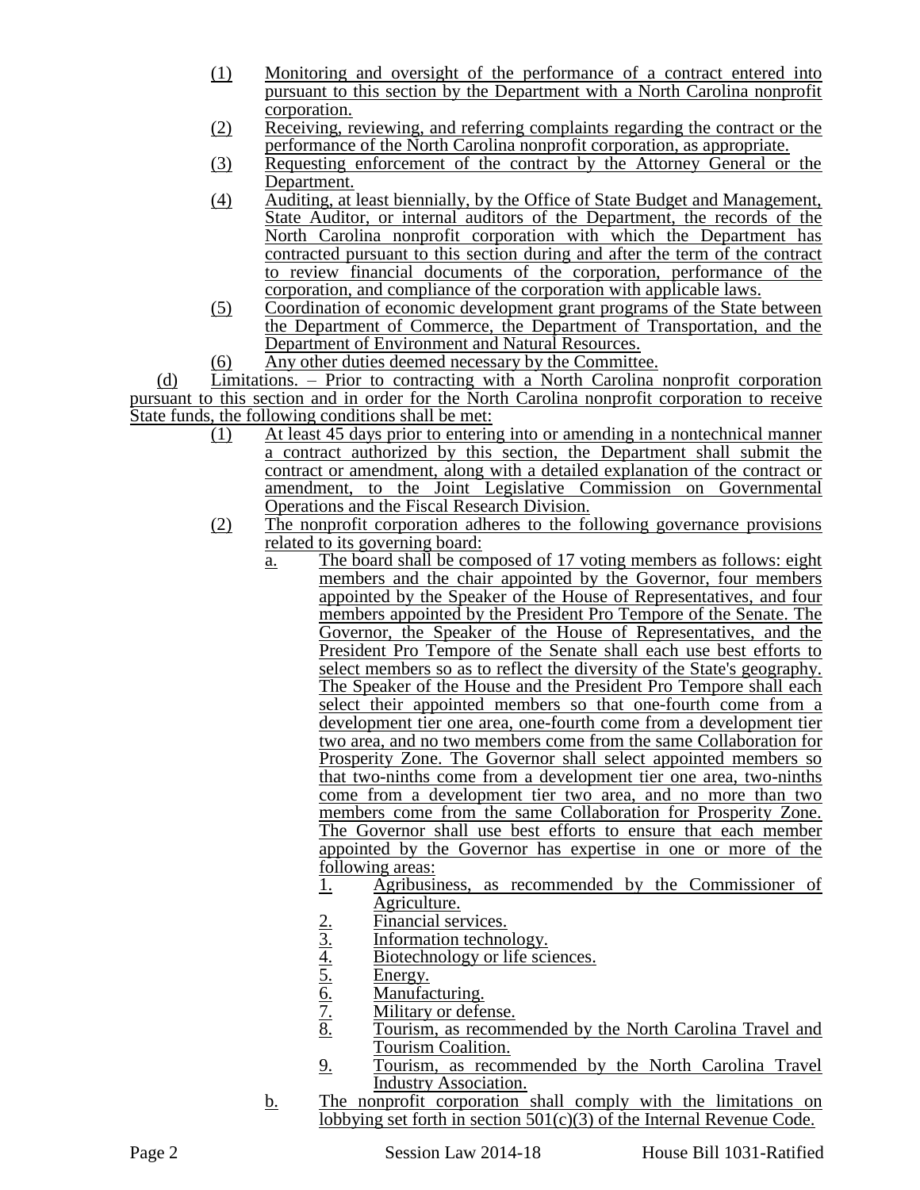(1) Monitoring and oversight of the performance of a contract entered into pursuant to this section by the Department with a North Carolina nonprofit corporation.

(2) Receiving, reviewing, and referring complaints regarding the contract or the performance of the North Carolina nonprofit corporation, as appropriate.

(3) Requesting enforcement of the contract by the Attorney General or the Department.

(4) Auditing, at least biennially, by the Office of State Budget and Management, State Auditor, or internal auditors of the Department, the records of the North Carolina nonprofit corporation with which the Department has contracted pursuant to this section during and after the term of the contract to review financial documents of the corporation, performance of the corporation, and compliance of the corporation with applicable laws.

(5) Coordination of economic development grant programs of the State between the Department of Commerce, the Department of Transportation, and the Department of Environment and Natural Resources.

(6) Any other duties deemed necessary by the Committee.

(d) Limitations. – Prior to contracting with a North Carolina nonprofit corporation pursuant to this section and in order for the North Carolina nonprofit corporation to receive State funds, the following conditions shall be met:

(1) At least 45 days prior to entering into or amending in a nontechnical manner a contract authorized by this section, the Department shall submit the contract or amendment, along with a detailed explanation of the contract or amendment, to the Joint Legislative Commission on Governmental Operations and the Fiscal Research Division.

(2) The nonprofit corporation adheres to the following governance provisions related to its governing board:

a. The board shall be composed of 17 voting members as follows: eight members and the chair appointed by the Governor, four members appointed by the Speaker of the House of Representatives, and four members appointed by the President Pro Tempore of the Senate. The Governor, the Speaker of the House of Representatives, and the President Pro Tempore of the Senate shall each use best efforts to select members so as to reflect the diversity of the State's geography. The Speaker of the House and the President Pro Tempore shall each select their appointed members so that one-fourth come from a development tier one area, one-fourth come from a development tier two area, and no two members come from the same Collaboration for Prosperity Zone. The Governor shall select appointed members so that two-ninths come from a development tier one area, two-ninths come from a development tier two area, and no more than two members come from the same Collaboration for Prosperity Zone. The Governor shall use best efforts to ensure that each member appointed by the Governor has expertise in one or more of the following areas:

1. Agribusiness, as recommended by the Commissioner of Agriculture.
2. Financial services.
3. Information technology.
4. Biotechnology or life sciences.
5. Energy.
6. Manufacturing.
7. Military or defense.
8. Tourism, as recommended by the North Carolina Travel and Tourism Coalition.
9. Tourism, as recommended by the North Carolina Travel Industry Association.

b. The nonprofit corporation shall comply with the limitations on lobbying set forth in section 501(c)(3) of the Internal Revenue Code.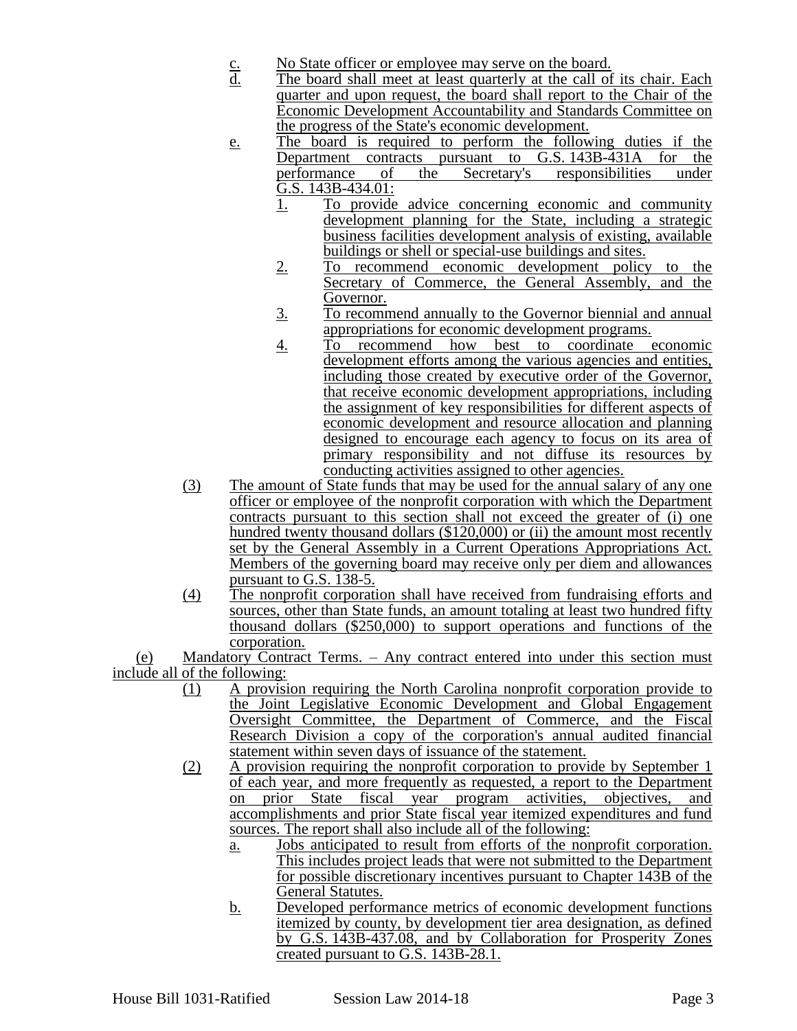c. No State officer or employee may serve on the board.

d. The board shall meet at least quarterly at the call of its chair. Each quarter and upon request, the board shall report to the Chair of the Economic Development Accountability and Standards Committee on the progress of the State's economic development.

e. The board is required to perform the following duties if the Department contracts pursuant to G.S. 143B-431A for the performance of the Secretary's responsibilities under G.S. 143B-434.01:

1. To provide advice concerning economic and community development planning for the State, including a strategic business facilities development analysis of existing, available buildings or shell or special-use buildings and sites.
2. To recommend economic development policy to the Secretary of Commerce, the General Assembly, and the Governor.
3. To recommend annually to the Governor biennial and annual appropriations for economic development programs.
4. To recommend how best to coordinate economic development efforts among the various agencies and entities, including those created by executive order of the Governor, that receive economic development appropriations, including the assignment of key responsibilities for different aspects of economic development and resource allocation and planning designed to encourage each agency to focus on its area of primary responsibility and not diffuse its resources by conducting activities assigned to other agencies.

(3) The amount of State funds that may be used for the annual salary of any one officer or employee of the nonprofit corporation with which the Department contracts pursuant to this section shall not exceed the greater of (i) one hundred twenty thousand dollars ($120,000) or (ii) the amount most recently set by the General Assembly in a Current Operations Appropriations Act. Members of the governing board may receive only per diem and allowances pursuant to G.S. 138-5.

(4) The nonprofit corporation shall have received from fundraising efforts and sources, other than State funds, an amount totaling at least two hundred fifty thousand dollars ($250,000) to support operations and functions of the corporation.

(e) Mandatory Contract Terms. – Any contract entered into under this section must include all of the following:

(1) A provision requiring the North Carolina nonprofit corporation provide to the Joint Legislative Economic Development and Global Engagement Oversight Committee, the Department of Commerce, and the Fiscal Research Division a copy of the corporation's annual audited financial statement within seven days of issuance of the statement.

(2) A provision requiring the nonprofit corporation to provide by September 1 of each year, and more frequently as requested, a report to the Department on prior State fiscal year program activities, objectives, and accomplishments and prior State fiscal year itemized expenditures and fund sources. The report shall also include all of the following:

a. Jobs anticipated to result from efforts of the nonprofit corporation. This includes project leads that were not submitted to the Department for possible discretionary incentives pursuant to Chapter 143B of the General Statutes.

b. Developed performance metrics of economic development functions itemized by county, by development tier area designation, as defined by G.S. 143B-437.08, and by Collaboration for Prosperity Zones created pursuant to G.S. 143B-28.1.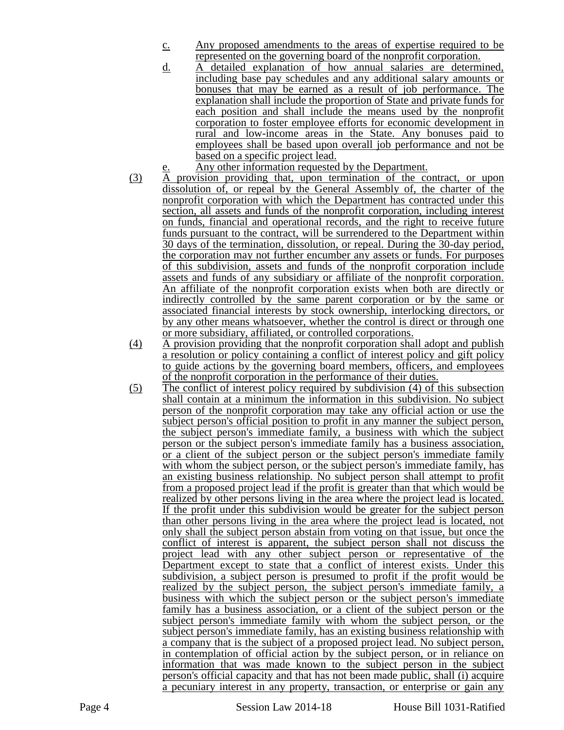c. Any proposed amendments to the areas of expertise required to be represented on the governing board of the nonprofit corporation.

d. A detailed explanation of how annual salaries are determined, including base pay schedules and any additional salary amounts or bonuses that may be earned as a result of job performance. The explanation shall include the proportion of State and private funds for each position and shall include the means used by the nonprofit corporation to foster employee efforts for economic development in rural and low-income areas in the State. Any bonuses paid to employees shall be based upon overall job performance and not be based on a specific project lead.

e. Any other information requested by the Department.

(3) A provision providing that, upon termination of the contract, or upon dissolution of, or repeal by the General Assembly of, the charter of the nonprofit corporation with which the Department has contracted under this section, all assets and funds of the nonprofit corporation, including interest on funds, financial and operational records, and the right to receive future funds pursuant to the contract, will be surrendered to the Department within 30 days of the termination, dissolution, or repeal. During the 30-day period, the corporation may not further encumber any assets or funds. For purposes of this subdivision, assets and funds of the nonprofit corporation include assets and funds of any subsidiary or affiliate of the nonprofit corporation. An affiliate of the nonprofit corporation exists when both are directly or indirectly controlled by the same parent corporation or by the same or associated financial interests by stock ownership, interlocking directors, or by any other means whatsoever, whether the control is direct or through one or more subsidiary, affiliated, or controlled corporations.

(4) A provision providing that the nonprofit corporation shall adopt and publish a resolution or policy containing a conflict of interest policy and gift policy to guide actions by the governing board members, officers, and employees of the nonprofit corporation in the performance of their duties.

(5) The conflict of interest policy required by subdivision (4) of this subsection shall contain at a minimum the information in this subdivision. No subject person of the nonprofit corporation may take any official action or use the subject person's official position to profit in any manner the subject person, the subject person's immediate family, a business with which the subject person or the subject person's immediate family has a business association, or a client of the subject person or the subject person's immediate family with whom the subject person, or the subject person's immediate family, has an existing business relationship. No subject person shall attempt to profit from a proposed project lead if the profit is greater than that which would be realized by other persons living in the area where the project lead is located. If the profit under this subdivision would be greater for the subject person than other persons living in the area where the project lead is located, not only shall the subject person abstain from voting on that issue, but once the conflict of interest is apparent, the subject person shall not discuss the project lead with any other subject person or representative of the Department except to state that a conflict of interest exists. Under this subdivision, a subject person is presumed to profit if the profit would be realized by the subject person, the subject person's immediate family, a business with which the subject person or the subject person's immediate family has a business association, or a client of the subject person or the subject person's immediate family with whom the subject person, or the subject person's immediate family, has an existing business relationship with a company that is the subject of a proposed project lead. No subject person, in contemplation of official action by the subject person, or in reliance on information that was made known to the subject person in the subject person's official capacity and that has not been made public, shall (i) acquire a pecuniary interest in any property, transaction, or enterprise or gain any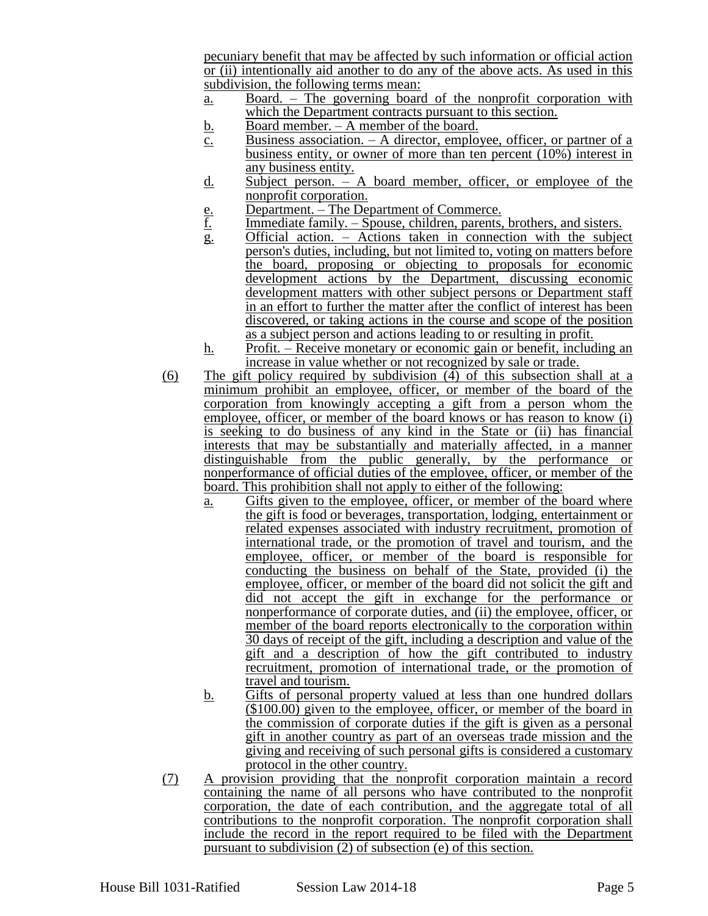pecuniary benefit that may be affected by such information or official action or (ii) intentionally aid another to do any of the above acts. As used in this subdivision, the following terms mean:

a. Board. – The governing board of the nonprofit corporation with which the Department contracts pursuant to this section.
b. Board member. – A member of the board.
c. Business association. – A director, employee, officer, or partner of a business entity, or owner of more than ten percent (10%) interest in any business entity.
d. Subject person. – A board member, officer, or employee of the nonprofit corporation.
e. Department. – The Department of Commerce.
f. Immediate family. – Spouse, children, parents, brothers, and sisters.
g. Official action. – Actions taken in connection with the subject person's duties, including, but not limited to, voting on matters before the board, proposing or objecting to proposals for economic development actions by the Department, discussing economic development matters with other subject persons or Department staff in an effort to further the matter after the conflict of interest has been discovered, or taking actions in the course and scope of the position as a subject person and actions leading to or resulting in profit.
h. Profit. – Receive monetary or economic gain or benefit, including an increase in value whether or not recognized by sale or trade.

(6) The gift policy required by subdivision (4) of this subsection shall at a minimum prohibit an employee, officer, or member of the board of the corporation from knowingly accepting a gift from a person whom the employee, officer, or member of the board knows or has reason to know (i) is seeking to do business of any kind in the State or (ii) has financial interests that may be substantially and materially affected, in a manner distinguishable from the public generally, by the performance or nonperformance of official duties of the employee, officer, or member of the board. This prohibition shall not apply to either of the following:

a. Gifts given to the employee, officer, or member of the board where the gift is food or beverages, transportation, lodging, entertainment or related expenses associated with industry recruitment, promotion of international trade, or the promotion of travel and tourism, and the employee, officer, or member of the board is responsible for conducting the business on behalf of the State, provided (i) the employee, officer, or member of the board did not solicit the gift and did not accept the gift in exchange for the performance or nonperformance of corporate duties, and (ii) the employee, officer, or member of the board reports electronically to the corporation within 30 days of receipt of the gift, including a description and value of the gift and a description of how the gift contributed to industry recruitment, promotion of international trade, or the promotion of travel and tourism.
b. Gifts of personal property valued at less than one hundred dollars ($100.00) given to the employee, officer, or member of the board in the commission of corporate duties if the gift is given as a personal gift in another country as part of an overseas trade mission and the giving and receiving of such personal gifts is considered a customary protocol in the other country.

(7) A provision providing that the nonprofit corporation maintain a record containing the name of all persons who have contributed to the nonprofit corporation, the date of each contribution, and the aggregate total of all contributions to the nonprofit corporation. The nonprofit corporation shall include the record in the report required to be filed with the Department pursuant to subdivision (2) of subsection (e) of this section.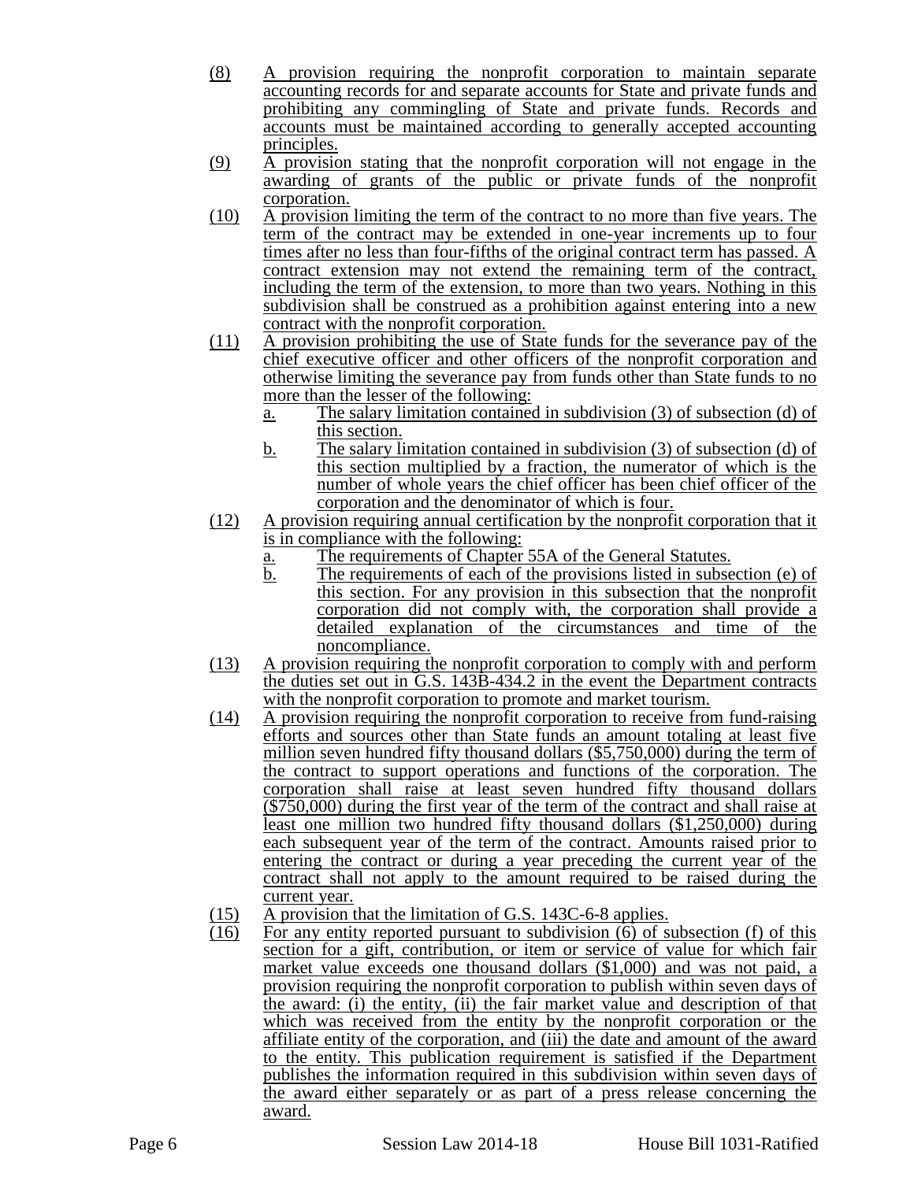(8) A provision requiring the nonprofit corporation to maintain separate accounting records for and separate accounts for State and private funds and prohibiting any commingling of State and private funds. Records and accounts must be maintained according to generally accepted accounting principles.

(9) A provision stating that the nonprofit corporation will not engage in the awarding of grants of the public or private funds of the nonprofit corporation.

(10) A provision limiting the term of the contract to no more than five years. The term of the contract may be extended in one-year increments up to four times after no less than four-fifths of the original contract term has passed. A contract extension may not extend the remaining term of the contract, including the term of the extension, to more than two years. Nothing in this subdivision shall be construed as a prohibition against entering into a new contract with the nonprofit corporation.

(11) A provision prohibiting the use of State funds for the severance pay of the chief executive officer and other officers of the nonprofit corporation and otherwise limiting the severance pay from funds other than State funds to no more than the lesser of the following:

a. The salary limitation contained in subdivision (3) of subsection (d) of this section.

b. The salary limitation contained in subdivision (3) of subsection (d) of this section multiplied by a fraction, the numerator of which is the number of whole years the chief officer has been chief officer of the corporation and the denominator of which is four.

(12) A provision requiring annual certification by the nonprofit corporation that it is in compliance with the following:

a. The requirements of Chapter 55A of the General Statutes.

b. The requirements of each of the provisions listed in subsection (e) of this section. For any provision in this subsection that the nonprofit corporation did not comply with, the corporation shall provide a detailed explanation of the circumstances and time of the noncompliance.

(13) A provision requiring the nonprofit corporation to comply with and perform the duties set out in G.S. 143B-434.2 in the event the Department contracts with the nonprofit corporation to promote and market tourism.

(14) A provision requiring the nonprofit corporation to receive from fund-raising efforts and sources other than State funds an amount totaling at least five million seven hundred fifty thousand dollars ($5,750,000) during the term of the contract to support operations and functions of the corporation. The corporation shall raise at least seven hundred fifty thousand dollars ($750,000) during the first year of the term of the contract and shall raise at least one million two hundred fifty thousand dollars ($1,250,000) during each subsequent year of the term of the contract. Amounts raised prior to entering the contract or during a year preceding the current year of the contract shall not apply to the amount required to be raised during the current year.

(15) A provision that the limitation of G.S. 143C-6-8 applies.

(16) For any entity reported pursuant to subdivision (6) of subsection (f) of this section for a gift, contribution, or item or service of value for which fair market value exceeds one thousand dollars ($1,000) and was not paid, a provision requiring the nonprofit corporation to publish within seven days of the award: (i) the entity, (ii) the fair market value and description of that which was received from the entity by the nonprofit corporation or the affiliate entity of the corporation, and (iii) the date and amount of the award to the entity. This publication requirement is satisfied if the Department publishes the information required in this subdivision within seven days of the award either separately or as part of a press release concerning the award.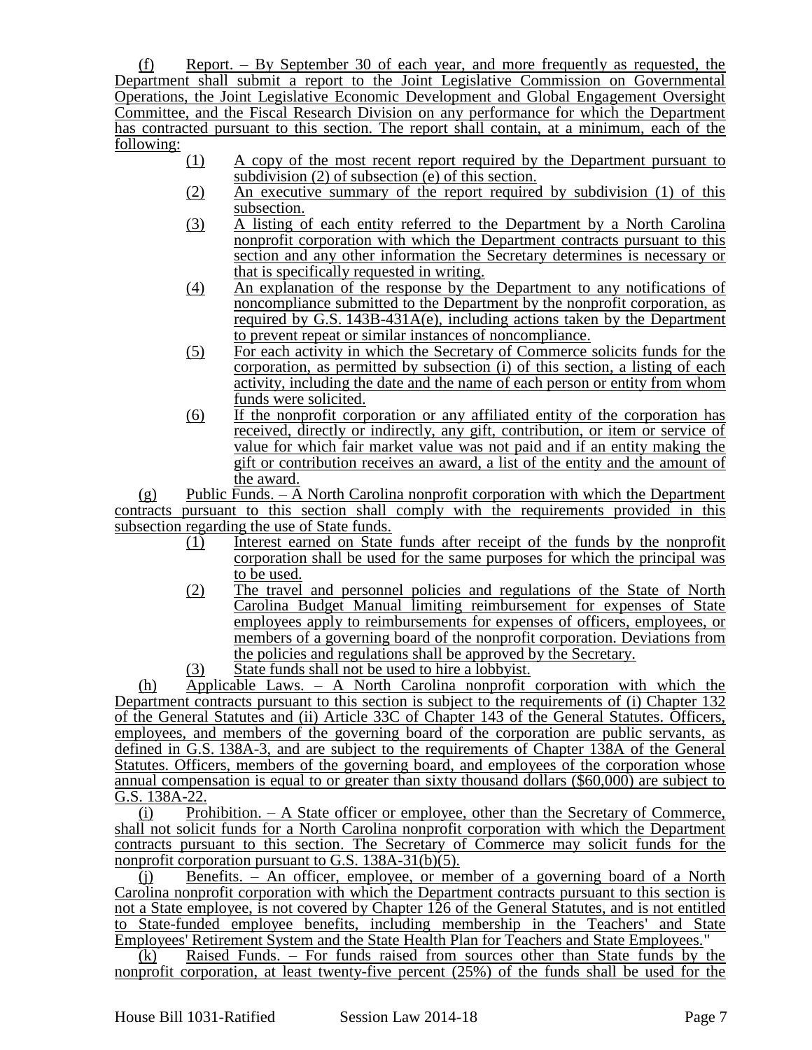(f) Report. – By September 30 of each year, and more frequently as requested, the Department shall submit a report to the Joint Legislative Commission on Governmental Operations, the Joint Legislative Economic Development and Global Engagement Oversight Committee, and the Fiscal Research Division on any performance for which the Department has contracted pursuant to this section. The report shall contain, at a minimum, each of the following:

(1) A copy of the most recent report required by the Department pursuant to subdivision (2) of subsection (e) of this section.

(2) An executive summary of the report required by subdivision (1) of this subsection.

(3) A listing of each entity referred to the Department by a North Carolina nonprofit corporation with which the Department contracts pursuant to this section and any other information the Secretary determines is necessary or that is specifically requested in writing.

(4) An explanation of the response by the Department to any notifications of noncompliance submitted to the Department by the nonprofit corporation, as required by G.S. 143B-431A(e), including actions taken by the Department to prevent repeat or similar instances of noncompliance.

(5) For each activity in which the Secretary of Commerce solicits funds for the corporation, as permitted by subsection (i) of this section, a listing of each activity, including the date and the name of each person or entity from whom funds were solicited.

(6) If the nonprofit corporation or any affiliated entity of the corporation has received, directly or indirectly, any gift, contribution, or item or service of value for which fair market value was not paid and if an entity making the gift or contribution receives an award, a list of the entity and the amount of the award.

(g) Public Funds. – A North Carolina nonprofit corporation with which the Department contracts pursuant to this section shall comply with the requirements provided in this subsection regarding the use of State funds.

(1) Interest earned on State funds after receipt of the funds by the nonprofit corporation shall be used for the same purposes for which the principal was to be used.

(2) The travel and personnel policies and regulations of the State of North Carolina Budget Manual limiting reimbursement for expenses of State employees apply to reimbursements for expenses of officers, employees, or members of a governing board of the nonprofit corporation. Deviations from the policies and regulations shall be approved by the Secretary.

(3) State funds shall not be used to hire a lobbyist.

(h) Applicable Laws. – A North Carolina nonprofit corporation with which the Department contracts pursuant to this section is subject to the requirements of (i) Chapter 132 of the General Statutes and (ii) Article 33C of Chapter 143 of the General Statutes. Officers, employees, and members of the governing board of the corporation are public servants, as defined in G.S. 138A-3, and are subject to the requirements of Chapter 138A of the General Statutes. Officers, members of the governing board, and employees of the corporation whose annual compensation is equal to or greater than sixty thousand dollars ($60,000) are subject to G.S. 138A-22.

(i) Prohibition. – A State officer or employee, other than the Secretary of Commerce, shall not solicit funds for a North Carolina nonprofit corporation with which the Department contracts pursuant to this section. The Secretary of Commerce may solicit funds for the nonprofit corporation pursuant to G.S. 138A-31(b)(5).

(j) Benefits. – An officer, employee, or member of a governing board of a North Carolina nonprofit corporation with which the Department contracts pursuant to this section is not a State employee, is not covered by Chapter 126 of the General Statutes, and is not entitled to State-funded employee benefits, including membership in the Teachers' and State Employees' Retirement System and the State Health Plan for Teachers and State Employees."

(k) Raised Funds. – For funds raised from sources other than State funds by the nonprofit corporation, at least twenty-five percent (25%) of the funds shall be used for the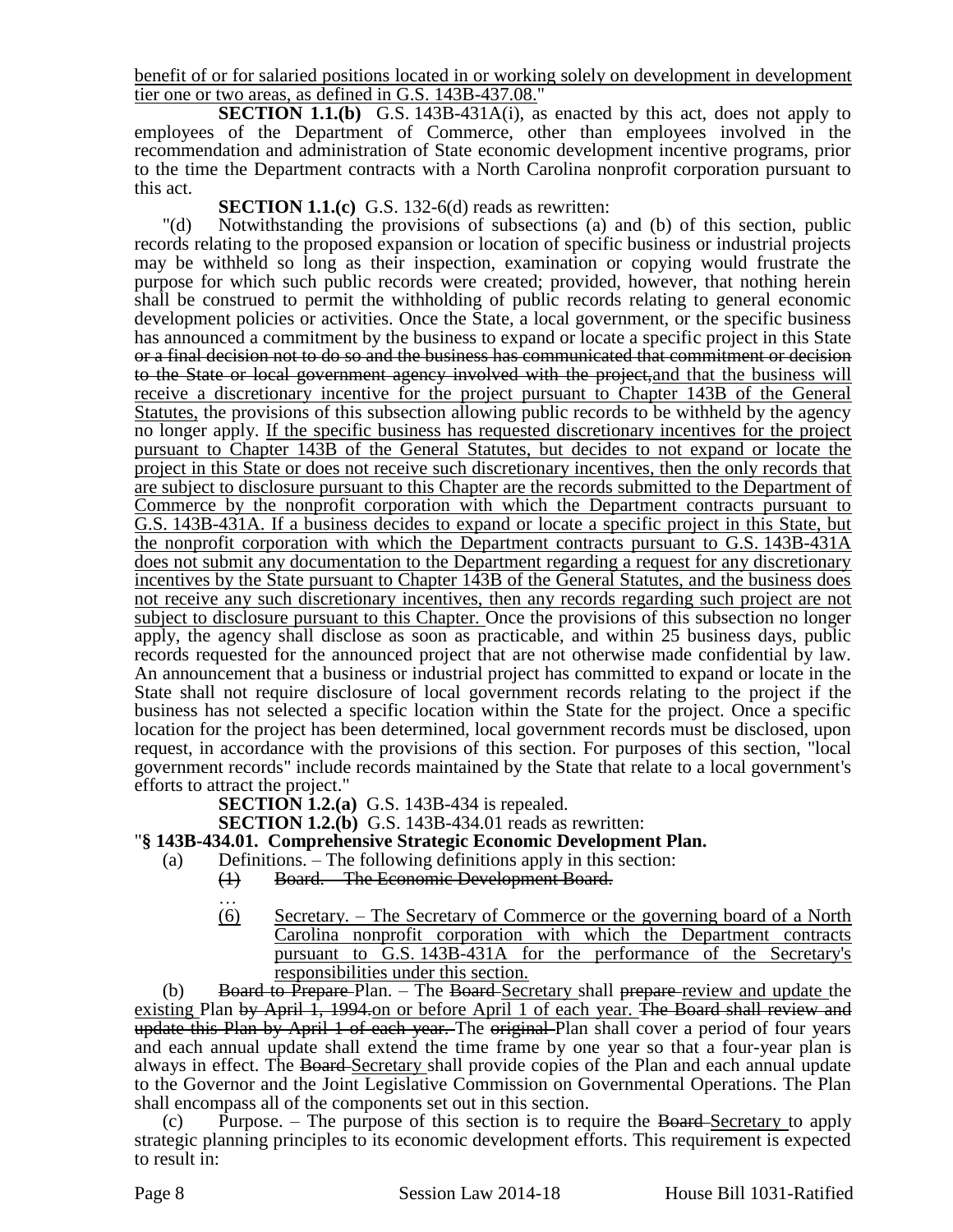benefit of or for salaried positions located in or working solely on development in development tier one or two areas, as defined in G.S. 143B-437.08."

**SECTION 1.1.(b)** G.S. 143B-431A(i), as enacted by this act, does not apply to employees of the Department of Commerce, other than employees involved in the recommendation and administration of State economic development incentive programs, prior to the time the Department contracts with a North Carolina nonprofit corporation pursuant to this act.

**SECTION 1.1.(c)** G.S. 132-6(d) reads as rewritten:

"(d) Notwithstanding the provisions of subsections (a) and (b) of this section, public records relating to the proposed expansion or location of specific business or industrial projects may be withheld so long as their inspection, examination or copying would frustrate the purpose for which such public records were created; provided, however, that nothing herein shall be construed to permit the withholding of public records relating to general economic development policies or activities. Once the State, a local government, or the specific business has announced a commitment by the business to expand or locate a specific project in this State ~~or a final decision not to do so and the business has communicated that commitment or decision to the State or local government agency involved with the project,~~and that the business will receive a discretionary incentive for the project pursuant to Chapter 143B of the General Statutes, the provisions of this subsection allowing public records to be withheld by the agency no longer apply. If the specific business has requested discretionary incentives for the project pursuant to Chapter 143B of the General Statutes, but decides to not expand or locate the project in this State or does not receive such discretionary incentives, then the only records that are subject to disclosure pursuant to this Chapter are the records submitted to the Department of Commerce by the nonprofit corporation with which the Department contracts pursuant to G.S. 143B-431A. If a business decides to expand or locate a specific project in this State, but the nonprofit corporation with which the Department contracts pursuant to G.S. 143B-431A does not submit any documentation to the Department regarding a request for any discretionary incentives by the State pursuant to Chapter 143B of the General Statutes, and the business does not receive any such discretionary incentives, then any records regarding such project are not subject to disclosure pursuant to this Chapter. Once the provisions of this subsection no longer apply, the agency shall disclose as soon as practicable, and within 25 business days, public records requested for the announced project that are not otherwise made confidential by law. An announcement that a business or industrial project has committed to expand or locate in the State shall not require disclosure of local government records relating to the project if the business has not selected a specific location within the State for the project. Once a specific location for the project has been determined, local government records must be disclosed, upon request, in accordance with the provisions of this section. For purposes of this section, "local government records" include records maintained by the State that relate to a local government's efforts to attract the project."

**SECTION 1.2.(a)** G.S. 143B-434 is repealed.

**SECTION 1.2.(b)** G.S. 143B-434.01 reads as rewritten:

"**§ 143B-434.01. Comprehensive Strategic Economic Development Plan.**

(a) Definitions. – The following definitions apply in this section:

~~(1) Board. – The Economic Development Board.~~

…

(6) Secretary. – The Secretary of Commerce or the governing board of a North Carolina nonprofit corporation with which the Department contracts pursuant to G.S. 143B-431A for the performance of the Secretary's responsibilities under this section.

(b) ~~Board to Prepare~~ Plan. – The ~~Board~~ Secretary shall ~~prepare~~ review and update the existing Plan ~~by April 1, 1994.~~on or before April 1 of each year. ~~The Board shall review and update this Plan by April 1 of each year.~~ The ~~original~~ Plan shall cover a period of four years and each annual update shall extend the time frame by one year so that a four-year plan is always in effect. The ~~Board~~ Secretary shall provide copies of the Plan and each annual update to the Governor and the Joint Legislative Commission on Governmental Operations. The Plan shall encompass all of the components set out in this section.

(c) Purpose. – The purpose of this section is to require the ~~Board~~ Secretary to apply strategic planning principles to its economic development efforts. This requirement is expected to result in: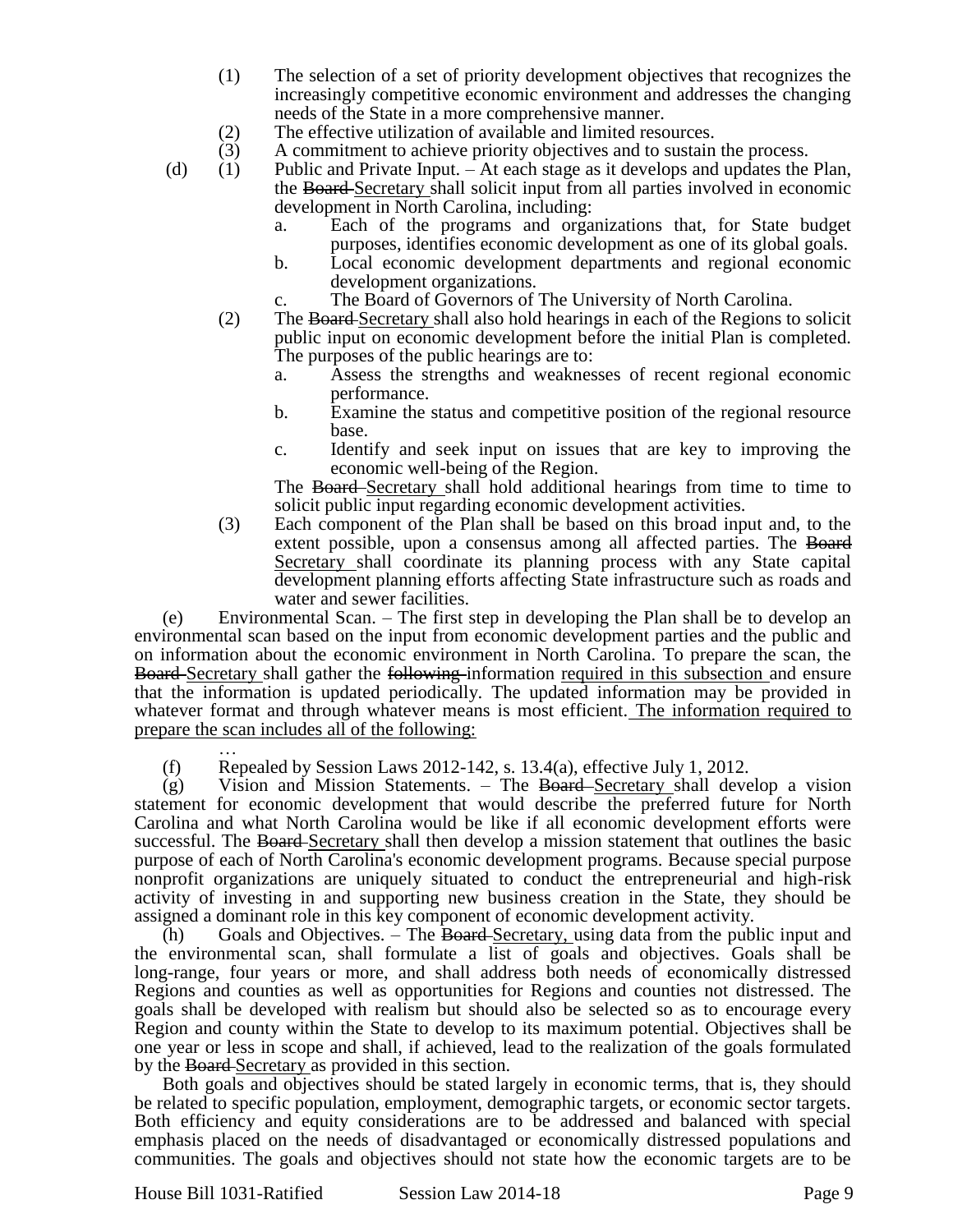(1) The selection of a set of priority development objectives that recognizes the increasingly competitive economic environment and addresses the changing needs of the State in a more comprehensive manner.

(2) The effective utilization of available and limited resources.

(3) A commitment to achieve priority objectives and to sustain the process.

(d) (1) Public and Private Input. – At each stage as it develops and updates the Plan, the ~~Board~~ Secretary shall solicit input from all parties involved in economic development in North Carolina, including:

a. Each of the programs and organizations that, for State budget purposes, identifies economic development as one of its global goals.

b. Local economic development departments and regional economic development organizations.

c. The Board of Governors of The University of North Carolina.

(2) The ~~Board~~ Secretary shall also hold hearings in each of the Regions to solicit public input on economic development before the initial Plan is completed. The purposes of the public hearings are to:

a. Assess the strengths and weaknesses of recent regional economic performance.

b. Examine the status and competitive position of the regional resource base.

c. Identify and seek input on issues that are key to improving the economic well-being of the Region.

The ~~Board~~ Secretary shall hold additional hearings from time to time to solicit public input regarding economic development activities.

(3) Each component of the Plan shall be based on this broad input and, to the extent possible, upon a consensus among all affected parties. The ~~Board~~ Secretary shall coordinate its planning process with any State capital development planning efforts affecting State infrastructure such as roads and water and sewer facilities.

(e) Environmental Scan. – The first step in developing the Plan shall be to develop an environmental scan based on the input from economic development parties and the public and on information about the economic environment in North Carolina. To prepare the scan, the ~~Board~~ Secretary shall gather the ~~following~~ information <u>required in this subsection</u> and ensure that the information is updated periodically. The updated information may be provided in whatever format and through whatever means is most efficient. <u>The information required to prepare the scan includes all of the following:</u>

…

(f) Repealed by Session Laws 2012-142, s. 13.4(a), effective July 1, 2012.

(g) Vision and Mission Statements. – The ~~Board~~ Secretary shall develop a vision statement for economic development that would describe the preferred future for North Carolina and what North Carolina would be like if all economic development efforts were successful. The ~~Board~~ Secretary shall then develop a mission statement that outlines the basic purpose of each of North Carolina's economic development programs. Because special purpose nonprofit organizations are uniquely situated to conduct the entrepreneurial and high-risk activity of investing in and supporting new business creation in the State, they should be assigned a dominant role in this key component of economic development activity.

(h) Goals and Objectives. – The ~~Board~~ Secretary, using data from the public input and the environmental scan, shall formulate a list of goals and objectives. Goals shall be long-range, four years or more, and shall address both needs of economically distressed Regions and counties as well as opportunities for Regions and counties not distressed. The goals shall be developed with realism but should also be selected so as to encourage every Region and county within the State to develop to its maximum potential. Objectives shall be one year or less in scope and shall, if achieved, lead to the realization of the goals formulated by the ~~Board~~ Secretary as provided in this section.

Both goals and objectives should be stated largely in economic terms, that is, they should be related to specific population, employment, demographic targets, or economic sector targets. Both efficiency and equity considerations are to be addressed and balanced with special emphasis placed on the needs of disadvantaged or economically distressed populations and communities. The goals and objectives should not state how the economic targets are to be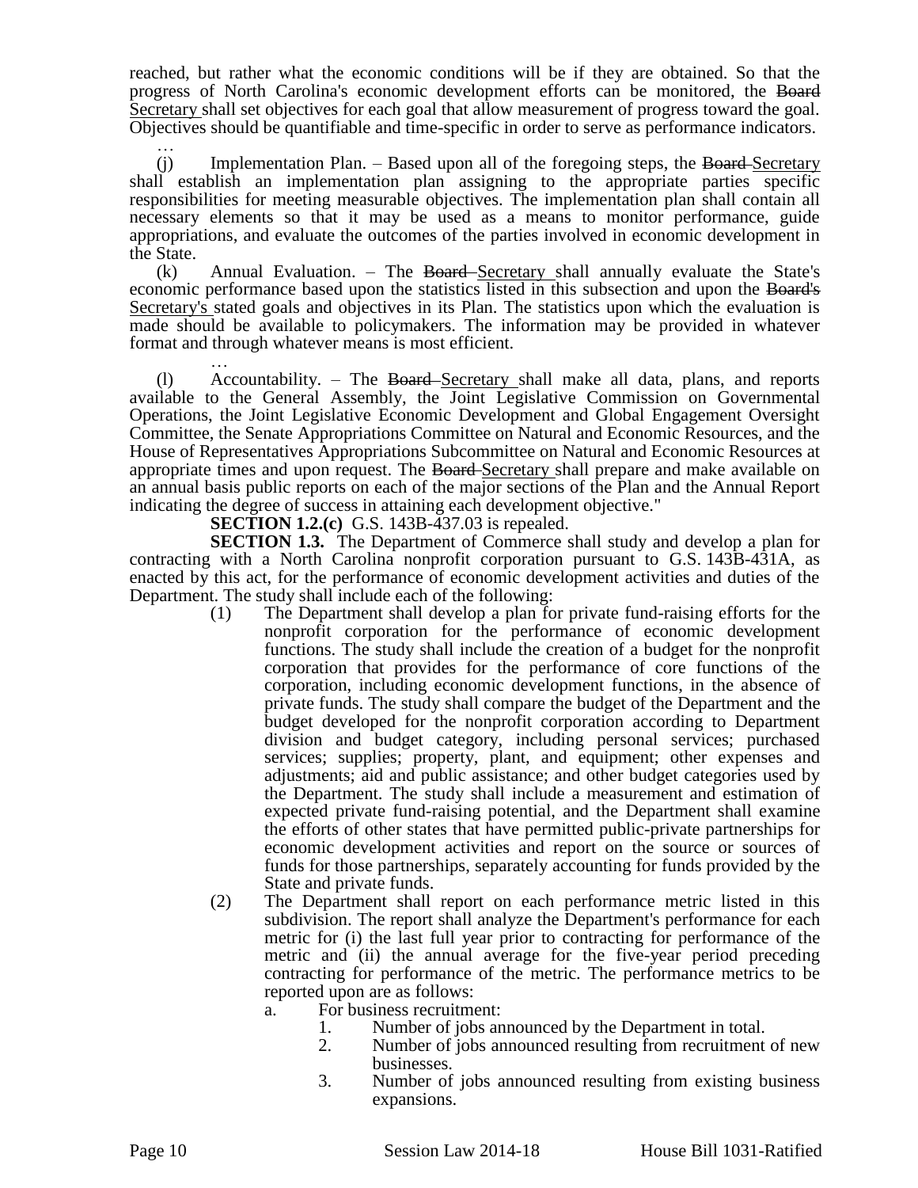reached, but rather what the economic conditions will be if they are obtained. So that the progress of North Carolina's economic development efforts can be monitored, the ~~Board~~ <u>Secretary</u> shall set objectives for each goal that allow measurement of progress toward the goal. Objectives should be quantifiable and time-specific in order to serve as performance indicators.

…

(j) Implementation Plan. – Based upon all of the foregoing steps, the ~~Board~~ <u>Secretary</u> shall establish an implementation plan assigning to the appropriate parties specific responsibilities for meeting measurable objectives. The implementation plan shall contain all necessary elements so that it may be used as a means to monitor performance, guide appropriations, and evaluate the outcomes of the parties involved in economic development in the State.

(k) Annual Evaluation. – The ~~Board~~ <u>Secretary</u> shall annually evaluate the State's economic performance based upon the statistics listed in this subsection and upon the ~~Board's~~ <u>Secretary's</u> stated goals and objectives in its Plan. The statistics upon which the evaluation is made should be available to policymakers. The information may be provided in whatever format and through whatever means is most efficient.

…

(l) Accountability. – The ~~Board~~ <u>Secretary</u> shall make all data, plans, and reports available to the General Assembly, the Joint Legislative Commission on Governmental Operations, the Joint Legislative Economic Development and Global Engagement Oversight Committee, the Senate Appropriations Committee on Natural and Economic Resources, and the House of Representatives Appropriations Subcommittee on Natural and Economic Resources at appropriate times and upon request. The ~~Board~~ <u>Secretary</u> shall prepare and make available on an annual basis public reports on each of the major sections of the Plan and the Annual Report indicating the degree of success in attaining each development objective."

**SECTION 1.2.(c)** G.S. 143B-437.03 is repealed.

**SECTION 1.3.** The Department of Commerce shall study and develop a plan for contracting with a North Carolina nonprofit corporation pursuant to G.S. 143B-431A, as enacted by this act, for the performance of economic development activities and duties of the Department. The study shall include each of the following:

(1) The Department shall develop a plan for private fund-raising efforts for the nonprofit corporation for the performance of economic development functions. The study shall include the creation of a budget for the nonprofit corporation that provides for the performance of core functions of the corporation, including economic development functions, in the absence of private funds. The study shall compare the budget of the Department and the budget developed for the nonprofit corporation according to Department division and budget category, including personal services; purchased services; supplies; property, plant, and equipment; other expenses and adjustments; aid and public assistance; and other budget categories used by the Department. The study shall include a measurement and estimation of expected private fund-raising potential, and the Department shall examine the efforts of other states that have permitted public-private partnerships for economic development activities and report on the source or sources of funds for those partnerships, separately accounting for funds provided by the State and private funds.

(2) The Department shall report on each performance metric listed in this subdivision. The report shall analyze the Department's performance for each metric for (i) the last full year prior to contracting for performance of the metric and (ii) the annual average for the five-year period preceding contracting for performance of the metric. The performance metrics to be reported upon are as follows:

a. For business recruitment:

1. Number of jobs announced by the Department in total.
2. Number of jobs announced resulting from recruitment of new businesses.
3. Number of jobs announced resulting from existing business expansions.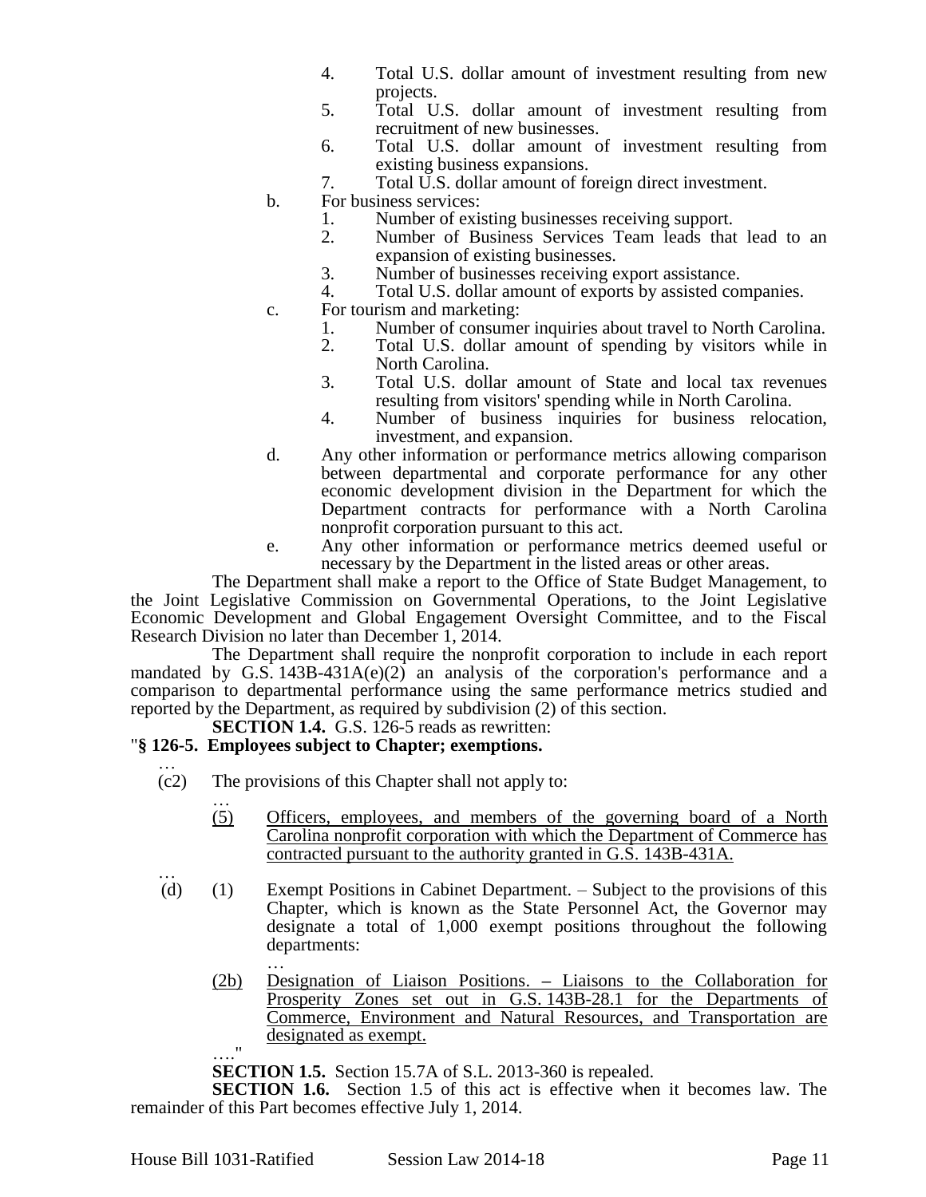4. Total U.S. dollar amount of investment resulting from new projects.
5. Total U.S. dollar amount of investment resulting from recruitment of new businesses.
6. Total U.S. dollar amount of investment resulting from existing business expansions.
7. Total U.S. dollar amount of foreign direct investment.

b. For business services:
   1. Number of existing businesses receiving support.
   2. Number of Business Services Team leads that lead to an expansion of existing businesses.
   3. Number of businesses receiving export assistance.
   4. Total U.S. dollar amount of exports by assisted companies.

c. For tourism and marketing:
   1. Number of consumer inquiries about travel to North Carolina.
   2. Total U.S. dollar amount of spending by visitors while in North Carolina.
   3. Total U.S. dollar amount of State and local tax revenues resulting from visitors' spending while in North Carolina.
   4. Number of business inquiries for business relocation, investment, and expansion.

d. Any other information or performance metrics allowing comparison between departmental and corporate performance for any other economic development division in the Department for which the Department contracts for performance with a North Carolina nonprofit corporation pursuant to this act.

e. Any other information or performance metrics deemed useful or necessary by the Department in the listed areas or other areas.

The Department shall make a report to the Office of State Budget Management, to the Joint Legislative Commission on Governmental Operations, to the Joint Legislative Economic Development and Global Engagement Oversight Committee, and to the Fiscal Research Division no later than December 1, 2014.

The Department shall require the nonprofit corporation to include in each report mandated by G.S. 143B-431A(e)(2) an analysis of the corporation's performance and a comparison to departmental performance using the same performance metrics studied and reported by the Department, as required by subdivision (2) of this section.

**SECTION 1.4.** G.S. 126-5 reads as rewritten:

"**§ 126-5. Employees subject to Chapter; exemptions.**

…

(c2) The provisions of this Chapter shall not apply to:

…

<u>(5) Officers, employees, and members of the governing board of a North Carolina nonprofit corporation with which the Department of Commerce has contracted pursuant to the authority granted in G.S. 143B-431A.</u>

…

(d) (1) Exempt Positions in Cabinet Department. – Subject to the provisions of this Chapter, which is known as the State Personnel Act, the Governor may designate a total of 1,000 exempt positions throughout the following departments:

…

<u>(2b) Designation of Liaison Positions. – Liaisons to the Collaboration for Prosperity Zones set out in G.S. 143B-28.1 for the Departments of Commerce, Environment and Natural Resources, and Transportation are designated as exempt.</u>

…."

**SECTION 1.5.** Section 15.7A of S.L. 2013-360 is repealed.

**SECTION 1.6.** Section 1.5 of this act is effective when it becomes law. The remainder of this Part becomes effective July 1, 2014.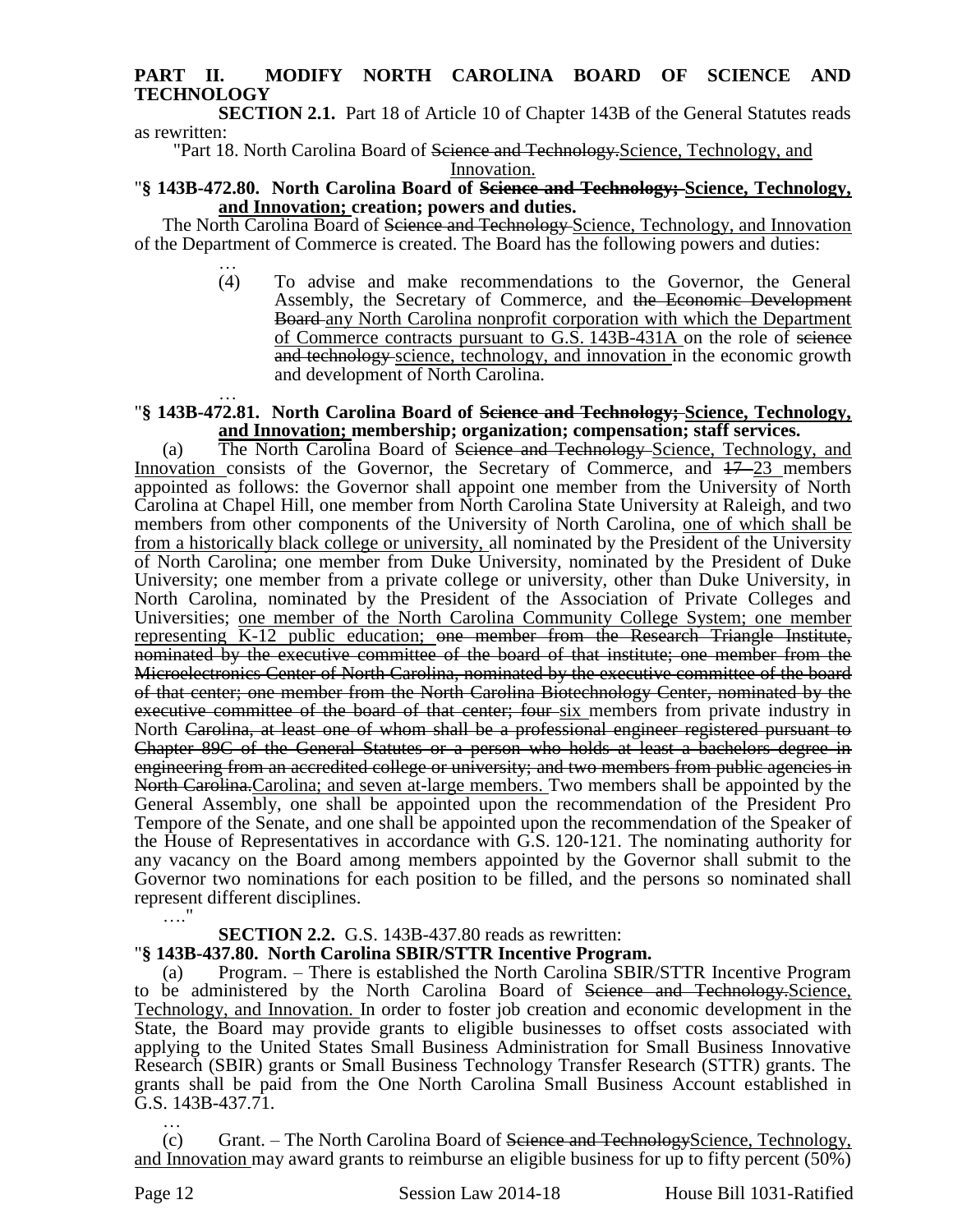**PART II. MODIFY NORTH CAROLINA BOARD OF SCIENCE AND TECHNOLOGY**

**SECTION 2.1.** Part 18 of Article 10 of Chapter 143B of the General Statutes reads as rewritten:

"Part 18. North Carolina Board of ~~Science and Technology.~~<u>Science, Technology, and Innovation.</u>

"**§ 143B-472.80. North Carolina Board of ~~Science and Technology;~~ <u>Science, Technology, and Innovation;</u> creation; powers and duties.**

The North Carolina Board of ~~Science and Technology~~ <u>Science, Technology, and Innovation</u> of the Department of Commerce is created. The Board has the following powers and duties:

…

(4) To advise and make recommendations to the Governor, the General Assembly, the Secretary of Commerce, and ~~the Economic Development Board~~ <u>any North Carolina nonprofit corporation with which the Department of Commerce contracts pursuant to G.S. 143B-431A</u> on the role of ~~science and technology~~ <u>science, technology, and innovation</u> in the economic growth and development of North Carolina.

…

"**§ 143B-472.81. North Carolina Board of ~~Science and Technology;~~ <u>Science, Technology, and Innovation;</u> membership; organization; compensation; staff services.**

(a) The North Carolina Board of ~~Science and Technology~~ <u>Science, Technology, and Innovation</u> consists of the Governor, the Secretary of Commerce, and ~~17~~ <u>23</u> members appointed as follows: the Governor shall appoint one member from the University of North Carolina at Chapel Hill, one member from North Carolina State University at Raleigh, and two members from other components of the University of North Carolina, <u>one of which shall be from a historically black college or university,</u> all nominated by the President of the University of North Carolina; one member from Duke University, nominated by the President of Duke University; one member from a private college or university, other than Duke University, in North Carolina, nominated by the President of the Association of Private Colleges and Universities; <u>one member of the North Carolina Community College System; one member representing K-12 public education;</u> ~~one member from the Research Triangle Institute, nominated by the executive committee of the board of that institute; one member from the Microelectronics Center of North Carolina, nominated by the executive committee of the board of that center; one member from the North Carolina Biotechnology Center, nominated by the executive committee of the board of that center; four~~ <u>six</u> members from private industry in North ~~Carolina, at least one of whom shall be a professional engineer registered pursuant to Chapter 89C of the General Statutes or a person who holds at least a bachelors degree in engineering from an accredited college or university; and two members from public agencies in North Carolina.~~<u>Carolina; and seven at-large members.</u> Two members shall be appointed by the General Assembly, one shall be appointed upon the recommendation of the President Pro Tempore of the Senate, and one shall be appointed upon the recommendation of the Speaker of the House of Representatives in accordance with G.S. 120-121. The nominating authority for any vacancy on the Board among members appointed by the Governor shall submit to the Governor two nominations for each position to be filled, and the persons so nominated shall represent different disciplines.

…."

**SECTION 2.2.** G.S. 143B-437.80 reads as rewritten:

"**§ 143B-437.80. North Carolina SBIR/STTR Incentive Program.**

(a) Program. – There is established the North Carolina SBIR/STTR Incentive Program to be administered by the North Carolina Board of ~~Science and Technology.~~<u>Science, Technology, and Innovation.</u> In order to foster job creation and economic development in the State, the Board may provide grants to eligible businesses to offset costs associated with applying to the United States Small Business Administration for Small Business Innovative Research (SBIR) grants or Small Business Technology Transfer Research (STTR) grants. The grants shall be paid from the One North Carolina Small Business Account established in G.S. 143B-437.71.

…

(c) Grant. – The North Carolina Board of ~~Science and Technology~~<u>Science, Technology, and Innovation</u> may award grants to reimburse an eligible business for up to fifty percent (50%)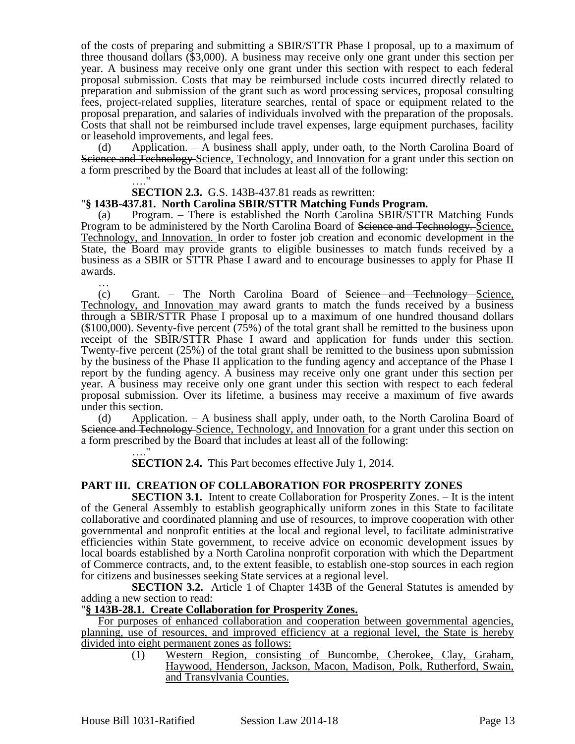of the costs of preparing and submitting a SBIR/STTR Phase I proposal, up to a maximum of three thousand dollars ($3,000). A business may receive only one grant under this section per year. A business may receive only one grant under this section with respect to each federal proposal submission. Costs that may be reimbursed include costs incurred directly related to preparation and submission of the grant such as word processing services, proposal consulting fees, project-related supplies, literature searches, rental of space or equipment related to the proposal preparation, and salaries of individuals involved with the preparation of the proposals. Costs that shall not be reimbursed include travel expenses, large equipment purchases, facility or leasehold improvements, and legal fees.

(d) Application. – A business shall apply, under oath, to the North Carolina Board of ~~Science and Technology~~ Science, Technology, and Innovation for a grant under this section on a form prescribed by the Board that includes at least all of the following:

…."

**SECTION 2.3.** G.S. 143B-437.81 reads as rewritten:

"**§ 143B-437.81. North Carolina SBIR/STTR Matching Funds Program.**

(a) Program. – There is established the North Carolina SBIR/STTR Matching Funds Program to be administered by the North Carolina Board of ~~Science and Technology.~~ Science, Technology, and Innovation. In order to foster job creation and economic development in the State, the Board may provide grants to eligible businesses to match funds received by a business as a SBIR or STTR Phase I award and to encourage businesses to apply for Phase II awards.

…

(c) Grant. – The North Carolina Board of ~~Science and Technology~~ Science, Technology, and Innovation may award grants to match the funds received by a business through a SBIR/STTR Phase I proposal up to a maximum of one hundred thousand dollars ($100,000). Seventy-five percent (75%) of the total grant shall be remitted to the business upon receipt of the SBIR/STTR Phase I award and application for funds under this section. Twenty-five percent (25%) of the total grant shall be remitted to the business upon submission by the business of the Phase II application to the funding agency and acceptance of the Phase I report by the funding agency. A business may receive only one grant under this section per year. A business may receive only one grant under this section with respect to each federal proposal submission. Over its lifetime, a business may receive a maximum of five awards under this section.

(d) Application. – A business shall apply, under oath, to the North Carolina Board of ~~Science and Technology~~ Science, Technology, and Innovation for a grant under this section on a form prescribed by the Board that includes at least all of the following:

…."

**SECTION 2.4.** This Part becomes effective July 1, 2014.

## PART III. CREATION OF COLLABORATION FOR PROSPERITY ZONES

**SECTION 3.1.** Intent to create Collaboration for Prosperity Zones. – It is the intent of the General Assembly to establish geographically uniform zones in this State to facilitate collaborative and coordinated planning and use of resources, to improve cooperation with other governmental and nonprofit entities at the local and regional level, to facilitate administrative efficiencies within State government, to receive advice on economic development issues by local boards established by a North Carolina nonprofit corporation with which the Department of Commerce contracts, and, to the extent feasible, to establish one-stop sources in each region for citizens and businesses seeking State services at a regional level.

**SECTION 3.2.** Article 1 of Chapter 143B of the General Statutes is amended by adding a new section to read:

"**<u>§ 143B-28.1. Create Collaboration for Prosperity Zones.</u>**

<u>For purposes of enhanced collaboration and cooperation between governmental agencies, planning, use of resources, and improved efficiency at a regional level, the State is hereby divided into eight permanent zones as follows:</u>

<u>(1) Western Region, consisting of Buncombe, Cherokee, Clay, Graham, Haywood, Henderson, Jackson, Macon, Madison, Polk, Rutherford, Swain, and Transylvania Counties.</u>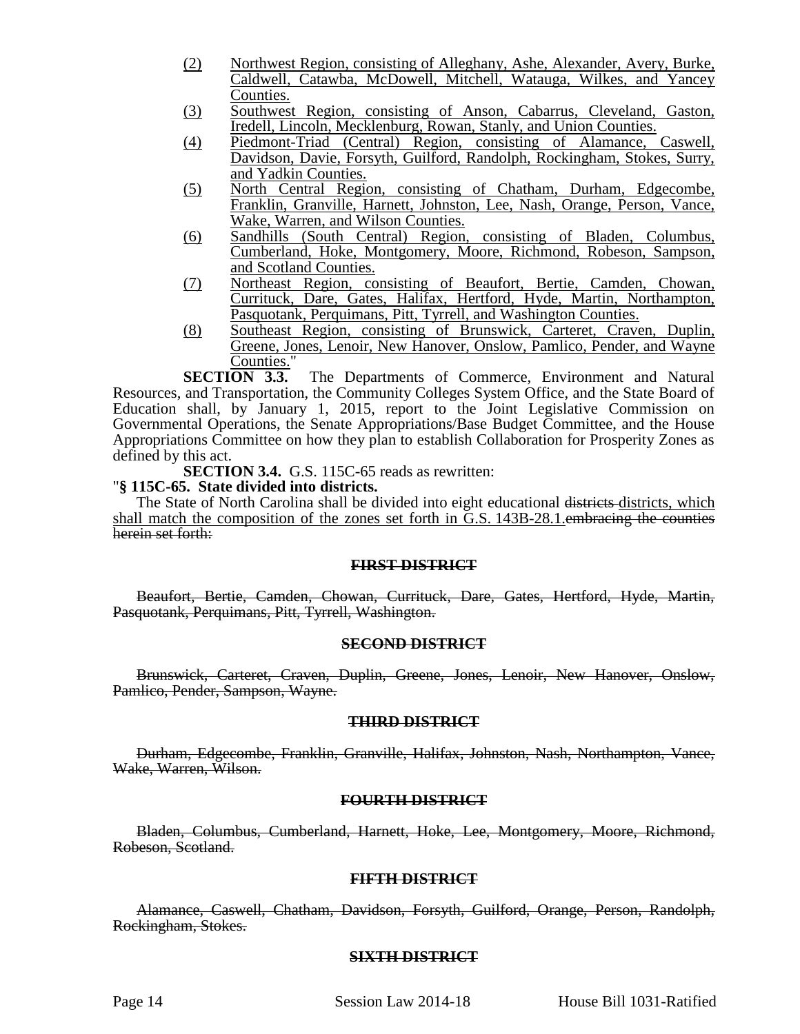(2) Northwest Region, consisting of Alleghany, Ashe, Alexander, Avery, Burke, Caldwell, Catawba, McDowell, Mitchell, Watauga, Wilkes, and Yancey Counties.

(3) Southwest Region, consisting of Anson, Cabarrus, Cleveland, Gaston, Iredell, Lincoln, Mecklenburg, Rowan, Stanly, and Union Counties.

(4) Piedmont-Triad (Central) Region, consisting of Alamance, Caswell, Davidson, Davie, Forsyth, Guilford, Randolph, Rockingham, Stokes, Surry, and Yadkin Counties.

(5) North Central Region, consisting of Chatham, Durham, Edgecombe, Franklin, Granville, Harnett, Johnston, Lee, Nash, Orange, Person, Vance, Wake, Warren, and Wilson Counties.

(6) Sandhills (South Central) Region, consisting of Bladen, Columbus, Cumberland, Hoke, Montgomery, Moore, Richmond, Robeson, Sampson, and Scotland Counties.

(7) Northeast Region, consisting of Beaufort, Bertie, Camden, Chowan, Currituck, Dare, Gates, Halifax, Hertford, Hyde, Martin, Northampton, Pasquotank, Perquimans, Pitt, Tyrrell, and Washington Counties.

(8) Southeast Region, consisting of Brunswick, Carteret, Craven, Duplin, Greene, Jones, Lenoir, New Hanover, Onslow, Pamlico, Pender, and Wayne Counties."

**SECTION 3.3.** The Departments of Commerce, Environment and Natural Resources, and Transportation, the Community Colleges System Office, and the State Board of Education shall, by January 1, 2015, report to the Joint Legislative Commission on Governmental Operations, the Senate Appropriations/Base Budget Committee, and the House Appropriations Committee on how they plan to establish Collaboration for Prosperity Zones as defined by this act.

**SECTION 3.4.** G.S. 115C-65 reads as rewritten:

"**§ 115C-65. State divided into districts.**

The State of North Carolina shall be divided into eight educational ~~districts~~ districts, which shall match the composition of the zones set forth in G.S. 143B-28.1.~~embracing the counties herein set forth:~~

**~~FIRST DISTRICT~~**

~~Beaufort, Bertie, Camden, Chowan, Currituck, Dare, Gates, Hertford, Hyde, Martin, Pasquotank, Perquimans, Pitt, Tyrrell, Washington.~~

**~~SECOND DISTRICT~~**

~~Brunswick, Carteret, Craven, Duplin, Greene, Jones, Lenoir, New Hanover, Onslow, Pamlico, Pender, Sampson, Wayne.~~

**~~THIRD DISTRICT~~**

~~Durham, Edgecombe, Franklin, Granville, Halifax, Johnston, Nash, Northampton, Vance, Wake, Warren, Wilson.~~

**~~FOURTH DISTRICT~~**

~~Bladen, Columbus, Cumberland, Harnett, Hoke, Lee, Montgomery, Moore, Richmond, Robeson, Scotland.~~

**~~FIFTH DISTRICT~~**

~~Alamance, Caswell, Chatham, Davidson, Forsyth, Guilford, Orange, Person, Randolph, Rockingham, Stokes.~~

**~~SIXTH DISTRICT~~**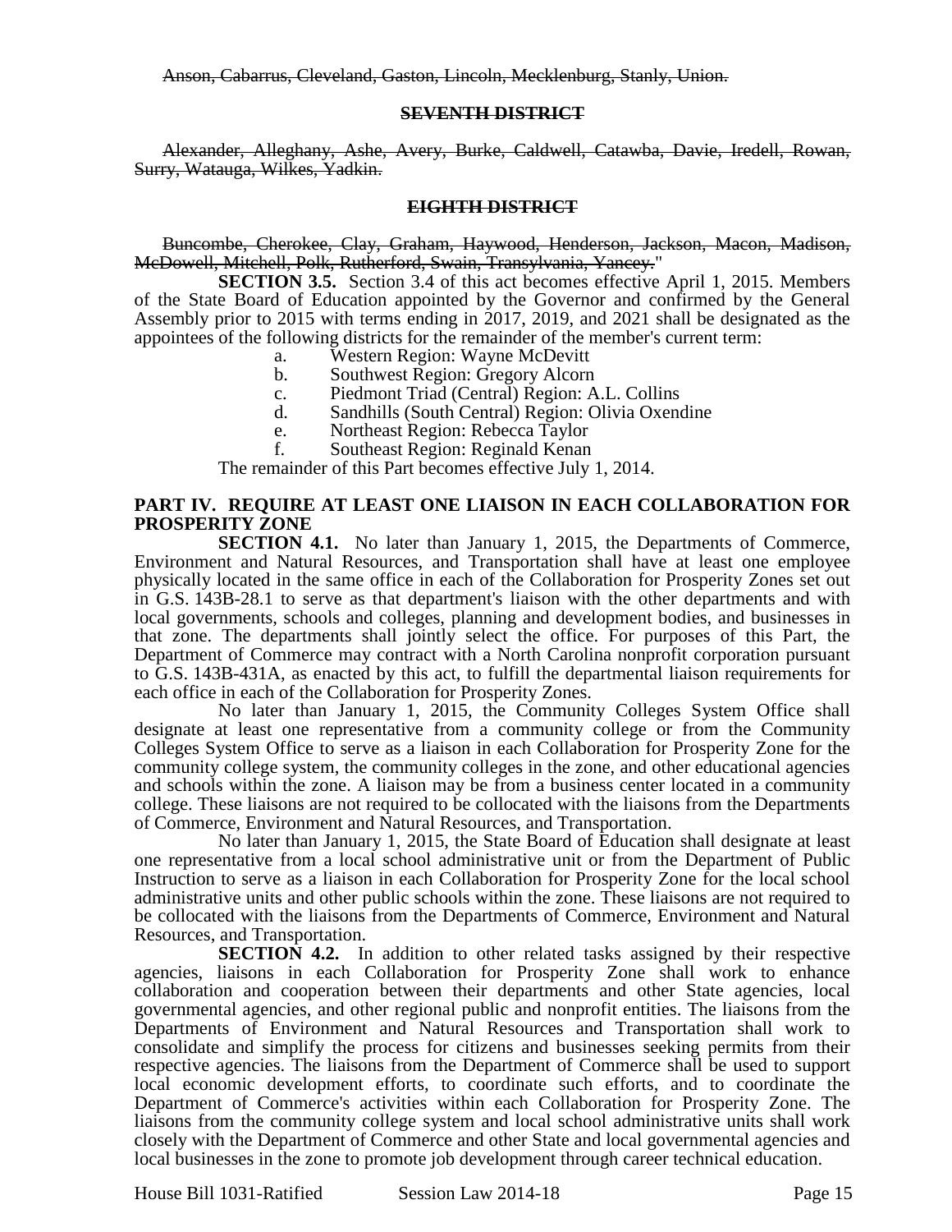~~Anson, Cabarrus, Cleveland, Gaston, Lincoln, Mecklenburg, Stanly, Union.~~

~~**SEVENTH DISTRICT**~~

~~Alexander, Alleghany, Ashe, Avery, Burke, Caldwell, Catawba, Davie, Iredell, Rowan, Surry, Watauga, Wilkes, Yadkin.~~

~~**EIGHTH DISTRICT**~~

~~Buncombe, Cherokee, Clay, Graham, Haywood, Henderson, Jackson, Macon, Madison, McDowell, Mitchell, Polk, Rutherford, Swain, Transylvania, Yancey.~~"

**SECTION 3.5.** Section 3.4 of this act becomes effective April 1, 2015. Members of the State Board of Education appointed by the Governor and confirmed by the General Assembly prior to 2015 with terms ending in 2017, 2019, and 2021 shall be designated as the appointees of the following districts for the remainder of the member's current term:

a. Western Region: Wayne McDevitt
b. Southwest Region: Gregory Alcorn
c. Piedmont Triad (Central) Region: A.L. Collins
d. Sandhills (South Central) Region: Olivia Oxendine
e. Northeast Region: Rebecca Taylor
f. Southeast Region: Reginald Kenan

The remainder of this Part becomes effective July 1, 2014.

**PART IV. REQUIRE AT LEAST ONE LIAISON IN EACH COLLABORATION FOR PROSPERITY ZONE**

**SECTION 4.1.** No later than January 1, 2015, the Departments of Commerce, Environment and Natural Resources, and Transportation shall have at least one employee physically located in the same office in each of the Collaboration for Prosperity Zones set out in G.S. 143B-28.1 to serve as that department's liaison with the other departments and with local governments, schools and colleges, planning and development bodies, and businesses in that zone. The departments shall jointly select the office. For purposes of this Part, the Department of Commerce may contract with a North Carolina nonprofit corporation pursuant to G.S. 143B-431A, as enacted by this act, to fulfill the departmental liaison requirements for each office in each of the Collaboration for Prosperity Zones.

No later than January 1, 2015, the Community Colleges System Office shall designate at least one representative from a community college or from the Community Colleges System Office to serve as a liaison in each Collaboration for Prosperity Zone for the community college system, the community colleges in the zone, and other educational agencies and schools within the zone. A liaison may be from a business center located in a community college. These liaisons are not required to be collocated with the liaisons from the Departments of Commerce, Environment and Natural Resources, and Transportation.

No later than January 1, 2015, the State Board of Education shall designate at least one representative from a local school administrative unit or from the Department of Public Instruction to serve as a liaison in each Collaboration for Prosperity Zone for the local school administrative units and other public schools within the zone. These liaisons are not required to be collocated with the liaisons from the Departments of Commerce, Environment and Natural Resources, and Transportation.

**SECTION 4.2.** In addition to other related tasks assigned by their respective agencies, liaisons in each Collaboration for Prosperity Zone shall work to enhance collaboration and cooperation between their departments and other State agencies, local governmental agencies, and other regional public and nonprofit entities. The liaisons from the Departments of Environment and Natural Resources and Transportation shall work to consolidate and simplify the process for citizens and businesses seeking permits from their respective agencies. The liaisons from the Department of Commerce shall be used to support local economic development efforts, to coordinate such efforts, and to coordinate the Department of Commerce's activities within each Collaboration for Prosperity Zone. The liaisons from the community college system and local school administrative units shall work closely with the Department of Commerce and other State and local governmental agencies and local businesses in the zone to promote job development through career technical education.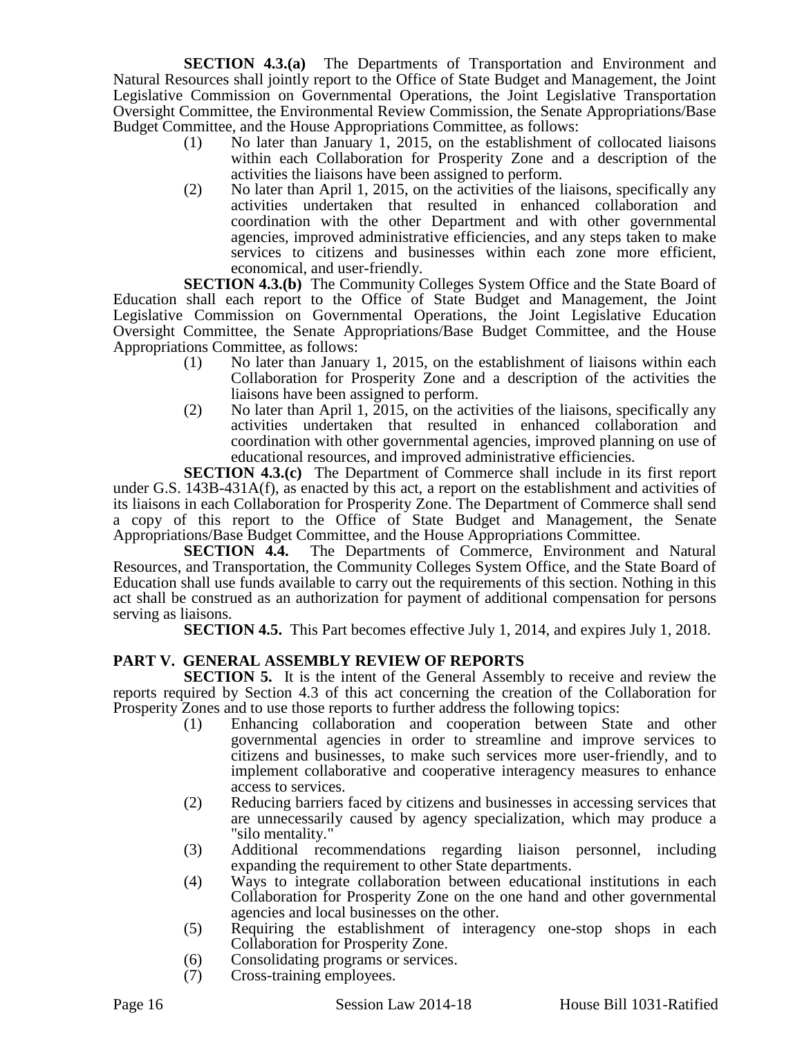**SECTION 4.3.(a)** The Departments of Transportation and Environment and Natural Resources shall jointly report to the Office of State Budget and Management, the Joint Legislative Commission on Governmental Operations, the Joint Legislative Transportation Oversight Committee, the Environmental Review Commission, the Senate Appropriations/Base Budget Committee, and the House Appropriations Committee, as follows:

(1) No later than January 1, 2015, on the establishment of collocated liaisons within each Collaboration for Prosperity Zone and a description of the activities the liaisons have been assigned to perform.

(2) No later than April 1, 2015, on the activities of the liaisons, specifically any activities undertaken that resulted in enhanced collaboration and coordination with the other Department and with other governmental agencies, improved administrative efficiencies, and any steps taken to make services to citizens and businesses within each zone more efficient, economical, and user-friendly.

**SECTION 4.3.(b)** The Community Colleges System Office and the State Board of Education shall each report to the Office of State Budget and Management, the Joint Legislative Commission on Governmental Operations, the Joint Legislative Education Oversight Committee, the Senate Appropriations/Base Budget Committee, and the House Appropriations Committee, as follows:

(1) No later than January 1, 2015, on the establishment of liaisons within each Collaboration for Prosperity Zone and a description of the activities the liaisons have been assigned to perform.

(2) No later than April 1, 2015, on the activities of the liaisons, specifically any activities undertaken that resulted in enhanced collaboration and coordination with other governmental agencies, improved planning on use of educational resources, and improved administrative efficiencies.

**SECTION 4.3.(c)** The Department of Commerce shall include in its first report under G.S. 143B-431A(f), as enacted by this act, a report on the establishment and activities of its liaisons in each Collaboration for Prosperity Zone. The Department of Commerce shall send a copy of this report to the Office of State Budget and Management, the Senate Appropriations/Base Budget Committee, and the House Appropriations Committee.

**SECTION 4.4.** The Departments of Commerce, Environment and Natural Resources, and Transportation, the Community Colleges System Office, and the State Board of Education shall use funds available to carry out the requirements of this section. Nothing in this act shall be construed as an authorization for payment of additional compensation for persons serving as liaisons.

**SECTION 4.5.** This Part becomes effective July 1, 2014, and expires July 1, 2018.

## PART V. GENERAL ASSEMBLY REVIEW OF REPORTS

**SECTION 5.** It is the intent of the General Assembly to receive and review the reports required by Section 4.3 of this act concerning the creation of the Collaboration for Prosperity Zones and to use those reports to further address the following topics:

(1) Enhancing collaboration and cooperation between State and other governmental agencies in order to streamline and improve services to citizens and businesses, to make such services more user-friendly, and to implement collaborative and cooperative interagency measures to enhance access to services.

(2) Reducing barriers faced by citizens and businesses in accessing services that are unnecessarily caused by agency specialization, which may produce a "silo mentality."

(3) Additional recommendations regarding liaison personnel, including expanding the requirement to other State departments.

(4) Ways to integrate collaboration between educational institutions in each Collaboration for Prosperity Zone on the one hand and other governmental agencies and local businesses on the other.

(5) Requiring the establishment of interagency one-stop shops in each Collaboration for Prosperity Zone.

(6) Consolidating programs or services.

(7) Cross-training employees.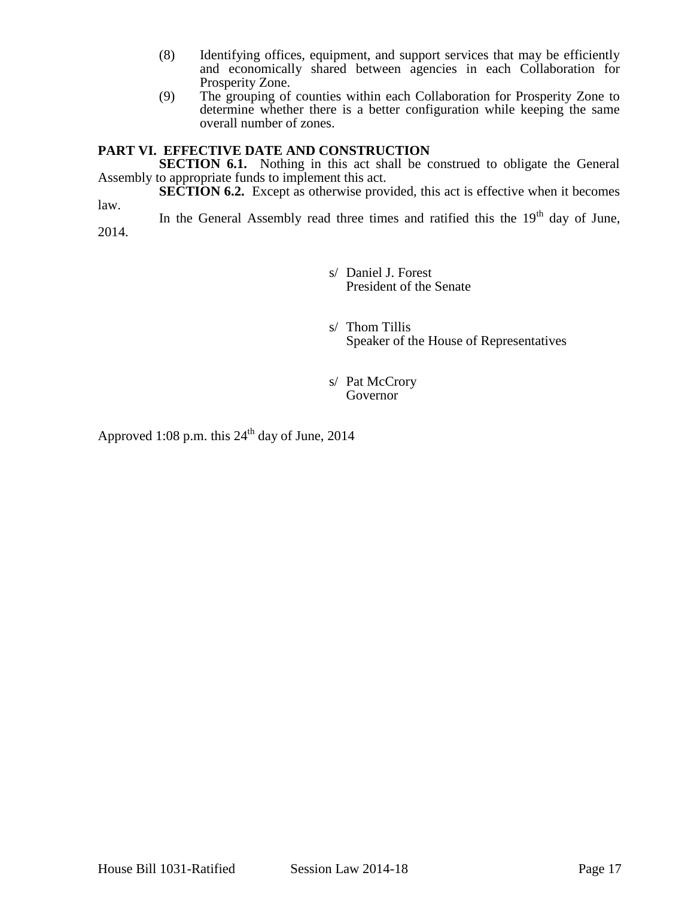(8) Identifying offices, equipment, and support services that may be efficiently and economically shared between agencies in each Collaboration for Prosperity Zone.

(9) The grouping of counties within each Collaboration for Prosperity Zone to determine whether there is a better configuration while keeping the same overall number of zones.

## PART VI. EFFECTIVE DATE AND CONSTRUCTION

**SECTION 6.1.** Nothing in this act shall be construed to obligate the General Assembly to appropriate funds to implement this act.

**SECTION 6.2.** Except as otherwise provided, this act is effective when it becomes law.

In the General Assembly read three times and ratified this the 19th day of June, 2014.

s/ Daniel J. Forest
President of the Senate

s/ Thom Tillis
Speaker of the House of Representatives

s/ Pat McCrory
Governor

Approved 1:08 p.m. this 24th day of June, 2014